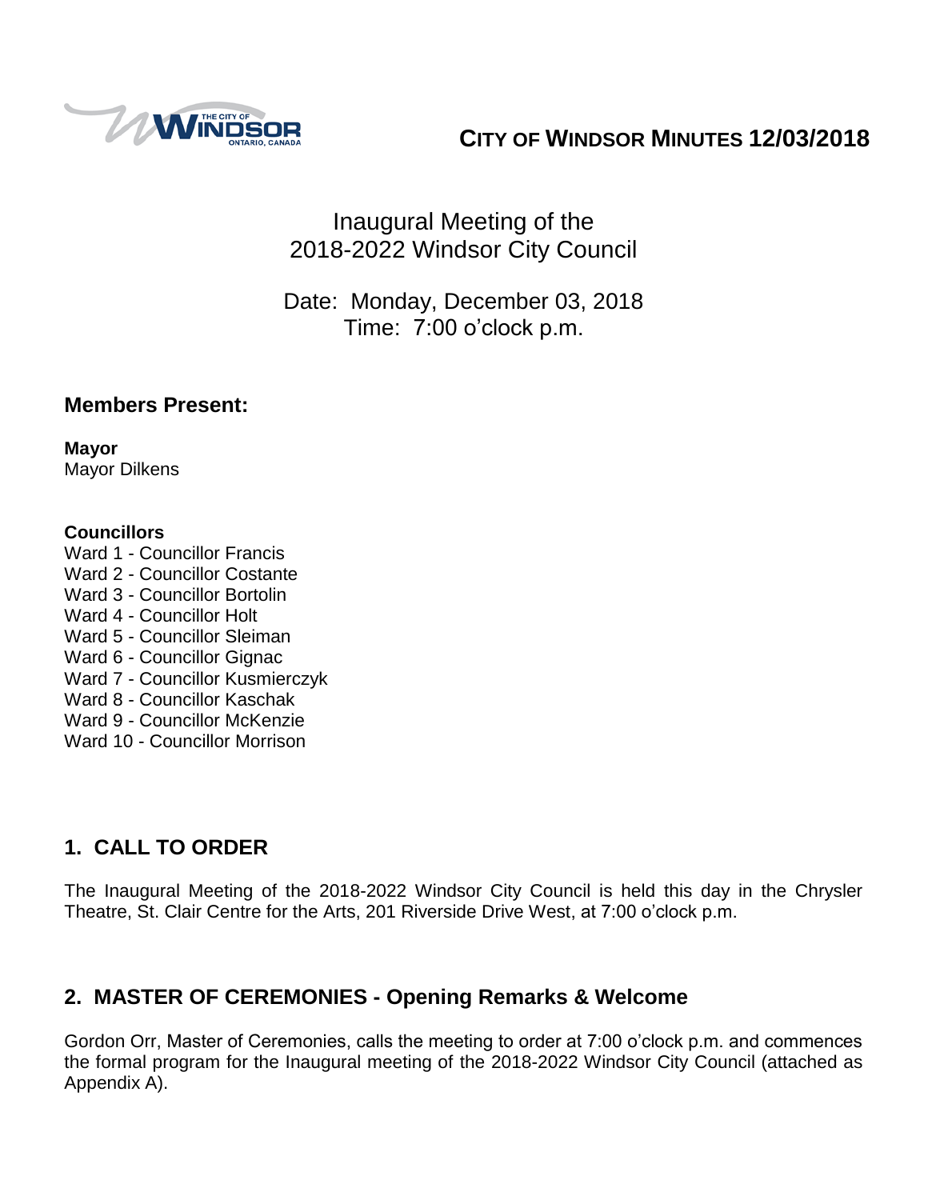# CITY OF WINDSOR MINUTES 12/03/2018

## Inaugural Meeting of the 2018-2022 Windsor City Council

Date: Monday, December 03, 2018
Time: 7:00 o'clock p.m.

## Members Present:

**Mayor**
Mayor Dilkens

**Councillors**
Ward 1 - Councillor Francis
Ward 2 - Councillor Costante
Ward 3 - Councillor Bortolin
Ward 4 - Councillor Holt
Ward 5 - Councillor Sleiman
Ward 6 - Councillor Gignac
Ward 7 - Councillor Kusmierczyk
Ward 8 - Councillor Kaschak
Ward 9 - Councillor McKenzie
Ward 10 - Councillor Morrison

## 1. CALL TO ORDER

The Inaugural Meeting of the 2018-2022 Windsor City Council is held this day in the Chrysler Theatre, St. Clair Centre for the Arts, 201 Riverside Drive West, at 7:00 o'clock p.m.

## 2. MASTER OF CEREMONIES - Opening Remarks & Welcome

Gordon Orr, Master of Ceremonies, calls the meeting to order at 7:00 o'clock p.m. and commences the formal program for the Inaugural meeting of the 2018-2022 Windsor City Council (attached as Appendix A).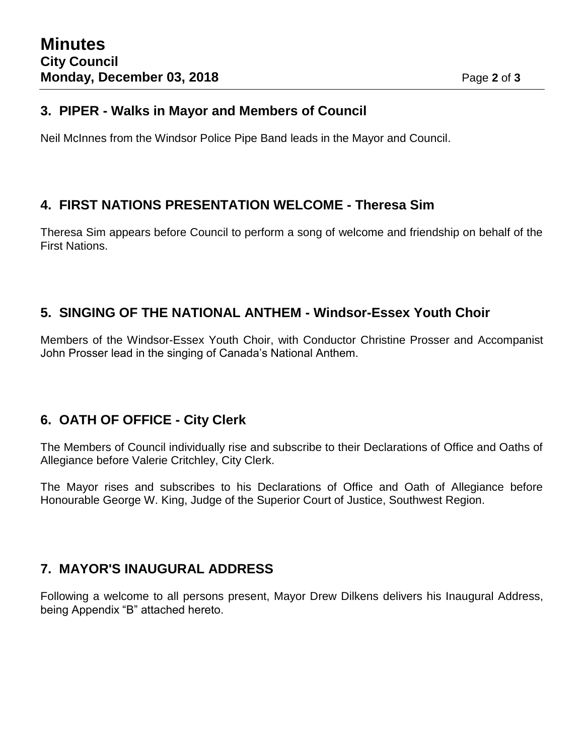## 3. PIPER - Walks in Mayor and Members of Council

Neil McInnes from the Windsor Police Pipe Band leads in the Mayor and Council.

## 4. FIRST NATIONS PRESENTATION WELCOME - Theresa Sim

Theresa Sim appears before Council to perform a song of welcome and friendship on behalf of the First Nations.

## 5. SINGING OF THE NATIONAL ANTHEM - Windsor-Essex Youth Choir

Members of the Windsor-Essex Youth Choir, with Conductor Christine Prosser and Accompanist John Prosser lead in the singing of Canada's National Anthem.

## 6. OATH OF OFFICE - City Clerk

The Members of Council individually rise and subscribe to their Declarations of Office and Oaths of Allegiance before Valerie Critchley, City Clerk.

The Mayor rises and subscribes to his Declarations of Office and Oath of Allegiance before Honourable George W. King, Judge of the Superior Court of Justice, Southwest Region.

## 7. MAYOR'S INAUGURAL ADDRESS

Following a welcome to all persons present, Mayor Drew Dilkens delivers his Inaugural Address, being Appendix "B" attached hereto.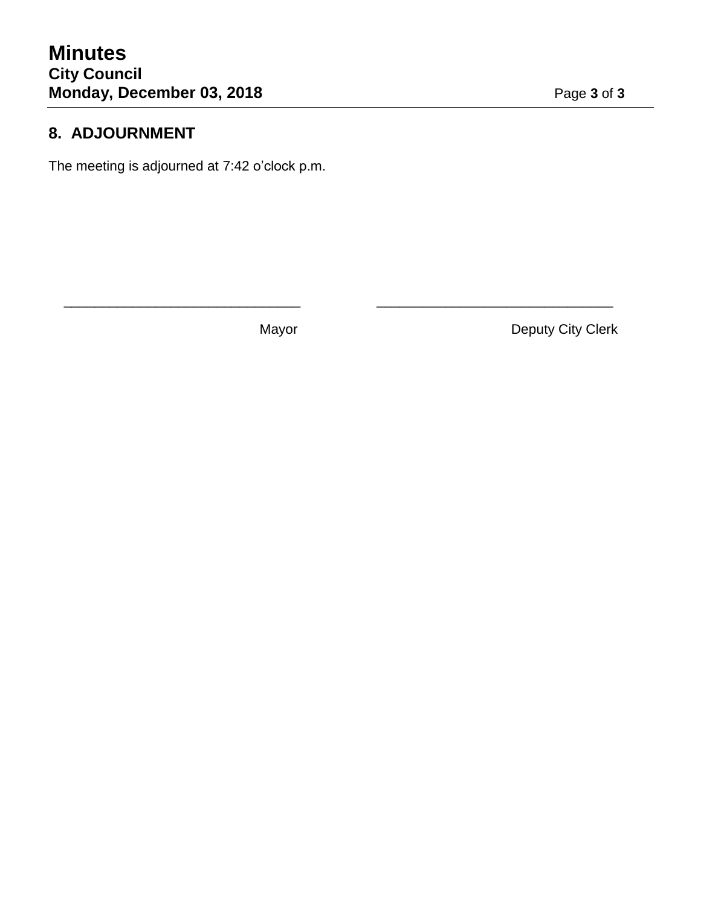## 8. ADJOURNMENT

The meeting is adjourned at 7:42 o'clock p.m.

\_\_\_\_\_\_\_\_\_\_\_\_\_\_\_\_\_\_\_\_\_\_\_\_\_\_\_\_\_\_\_\_ \_\_\_\_\_\_\_\_\_\_\_\_\_\_\_\_\_\_\_\_\_\_\_\_\_\_\_\_\_\_\_\_

Mayor Deputy City Clerk